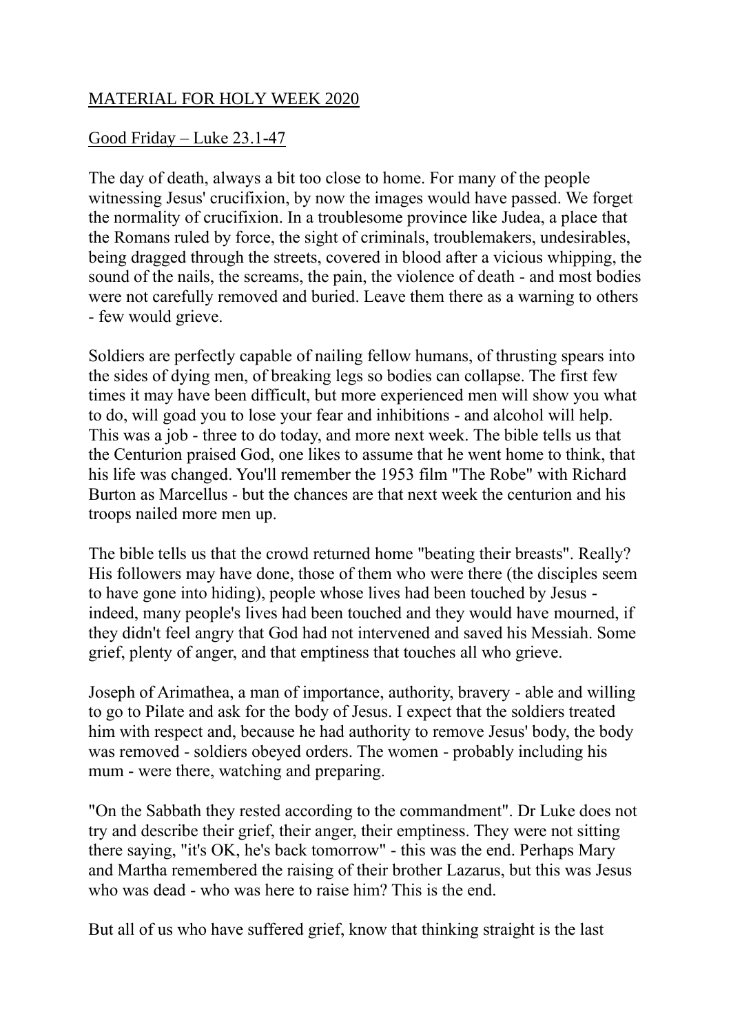MATERIAL FOR HOLY WEEK 2020

Good Friday – Luke 23.1-47

The day of death, always a bit too close to home. For many of the people witnessing Jesus' crucifixion, by now the images would have passed. We forget the normality of crucifixion. In a troublesome province like Judea, a place that the Romans ruled by force, the sight of criminals, troublemakers, undesirables, being dragged through the streets, covered in blood after a vicious whipping, the sound of the nails, the screams, the pain, the violence of death - and most bodies were not carefully removed and buried. Leave them there as a warning to others - few would grieve.

Soldiers are perfectly capable of nailing fellow humans, of thrusting spears into the sides of dying men, of breaking legs so bodies can collapse. The first few times it may have been difficult, but more experienced men will show you what to do, will goad you to lose your fear and inhibitions - and alcohol will help. This was a job - three to do today, and more next week. The bible tells us that the Centurion praised God, one likes to assume that he went home to think, that his life was changed. You'll remember the 1953 film "The Robe" with Richard Burton as Marcellus - but the chances are that next week the centurion and his troops nailed more men up.

The bible tells us that the crowd returned home "beating their breasts". Really? His followers may have done, those of them who were there (the disciples seem to have gone into hiding), people whose lives had been touched by Jesus - indeed, many people's lives had been touched and they would have mourned, if they didn't feel angry that God had not intervened and saved his Messiah. Some grief, plenty of anger, and that emptiness that touches all who grieve.

Joseph of Arimathea, a man of importance, authority, bravery - able and willing to go to Pilate and ask for the body of Jesus. I expect that the soldiers treated him with respect and, because he had authority to remove Jesus' body, the body was removed - soldiers obeyed orders. The women - probably including his mum - were there, watching and preparing.

"On the Sabbath they rested according to the commandment". Dr Luke does not try and describe their grief, their anger, their emptiness. They were not sitting there saying, "it's OK, he's back tomorrow" - this was the end. Perhaps Mary and Martha remembered the raising of their brother Lazarus, but this was Jesus who was dead - who was here to raise him? This is the end.

But all of us who have suffered grief, know that thinking straight is the last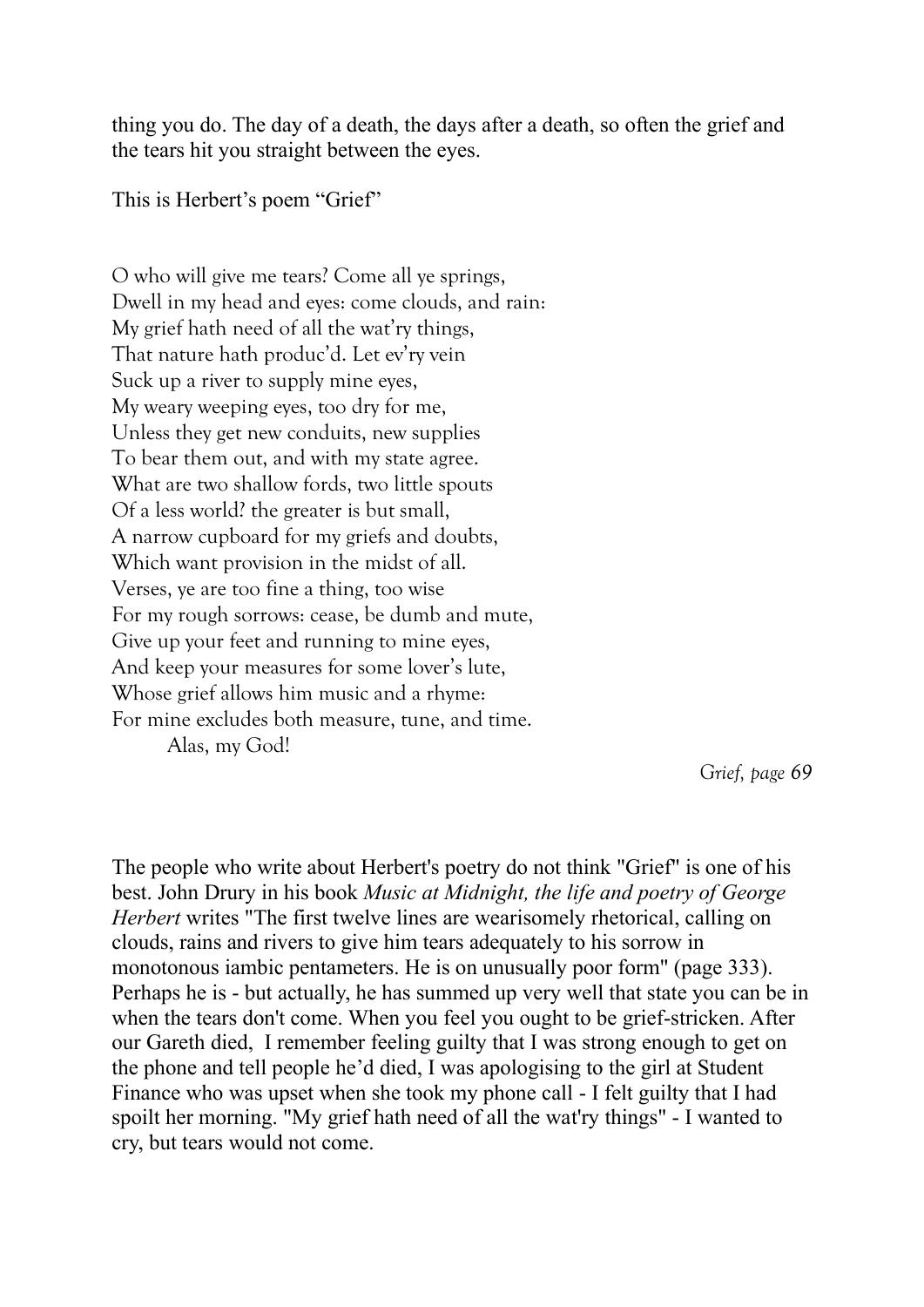thing you do. The day of a death, the days after a death, so often the grief and the tears hit you straight between the eyes.

This is Herbert's poem "Grief"

O who will give me tears? Come all ye springs,  
Dwell in my head and eyes: come clouds, and rain:  
My grief hath need of all the wat'ry things,  
That nature hath produc'd. Let ev'ry vein  
Suck up a river to supply mine eyes,  
My weary weeping eyes, too dry for me,  
Unless they get new conduits, new supplies  
To bear them out, and with my state agree.  
What are two shallow fords, two little spouts  
Of a less world? the greater is but small,  
A narrow cupboard for my griefs and doubts,  
Which want provision in the midst of all.  
Verses, ye are too fine a thing, too wise  
For my rough sorrows: cease, be dumb and mute,  
Give up your feet and running to mine eyes,  
And keep your measures for some lover's lute,  
Whose grief allows him music and a rhyme:  
For mine excludes both measure, tune, and time.  
        Alas, my God!

*Grief, page 69*

The people who write about Herbert's poetry do not think "Grief" is one of his best. John Drury in his book *Music at Midnight, the life and poetry of George Herbert* writes "The first twelve lines are wearisomely rhetorical, calling on clouds, rains and rivers to give him tears adequately to his sorrow in monotonous iambic pentameters. He is on unusually poor form" (page 333). Perhaps he is - but actually, he has summed up very well that state you can be in when the tears don't come. When you feel you ought to be grief-stricken. After our Gareth died, I remember feeling guilty that I was strong enough to get on the phone and tell people he'd died, I was apologising to the girl at Student Finance who was upset when she took my phone call - I felt guilty that I had spoilt her morning. "My grief hath need of all the wat'ry things" - I wanted to cry, but tears would not come.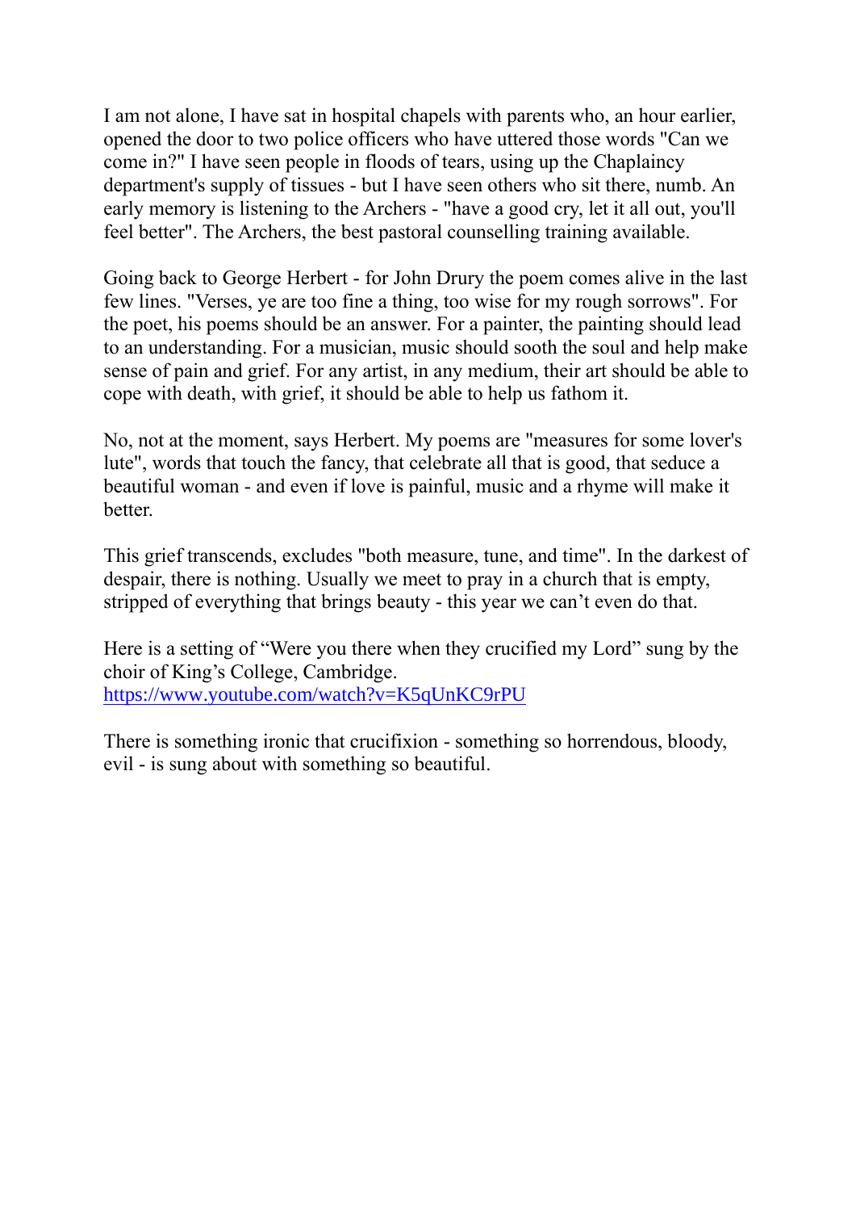I am not alone, I have sat in hospital chapels with parents who, an hour earlier, opened the door to two police officers who have uttered those words "Can we come in?" I have seen people in floods of tears, using up the Chaplaincy department's supply of tissues - but I have seen others who sit there, numb. An early memory is listening to the Archers - "have a good cry, let it all out, you'll feel better". The Archers, the best pastoral counselling training available.

Going back to George Herbert - for John Drury the poem comes alive in the last few lines. "Verses, ye are too fine a thing, too wise for my rough sorrows". For the poet, his poems should be an answer. For a painter, the painting should lead to an understanding. For a musician, music should sooth the soul and help make sense of pain and grief. For any artist, in any medium, their art should be able to cope with death, with grief, it should be able to help us fathom it.

No, not at the moment, says Herbert. My poems are "measures for some lover's lute", words that touch the fancy, that celebrate all that is good, that seduce a beautiful woman - and even if love is painful, music and a rhyme will make it better.

This grief transcends, excludes "both measure, tune, and time". In the darkest of despair, there is nothing. Usually we meet to pray in a church that is empty, stripped of everything that brings beauty - this year we can’t even do that.

Here is a setting of “Were you there when they crucified my Lord” sung by the choir of King’s College, Cambridge.
[https://www.youtube.com/watch?v=K5qUnKC9rPU](https://www.youtube.com/watch?v=K5qUnKC9rPU)

There is something ironic that crucifixion - something so horrendous, bloody, evil - is sung about with something so beautiful.